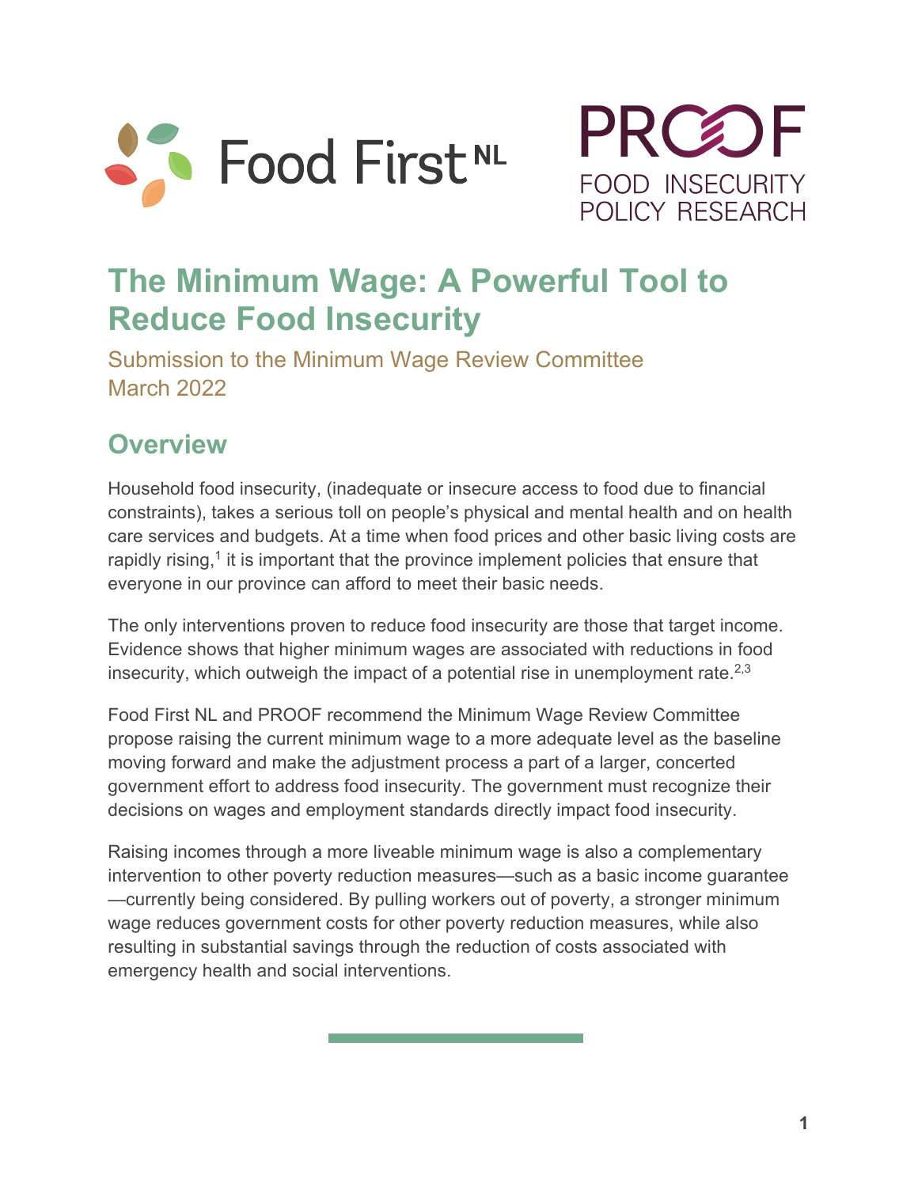Food First NL

PROOF FOOD INSECURITY POLICY RESEARCH

# The Minimum Wage: A Powerful Tool to Reduce Food Insecurity

Submission to the Minimum Wage Review Committee
March 2022

## Overview

Household food insecurity, (inadequate or insecure access to food due to financial constraints), takes a serious toll on people's physical and mental health and on health care services and budgets. At a time when food prices and other basic living costs are rapidly rising,[1] it is important that the province implement policies that ensure that everyone in our province can afford to meet their basic needs.

The only interventions proven to reduce food insecurity are those that target income. Evidence shows that higher minimum wages are associated with reductions in food insecurity, which outweigh the impact of a potential rise in unemployment rate.[2,3]

Food First NL and PROOF recommend the Minimum Wage Review Committee propose raising the current minimum wage to a more adequate level as the baseline moving forward and make the adjustment process a part of a larger, concerted government effort to address food insecurity. The government must recognize their decisions on wages and employment standards directly impact food insecurity.

Raising incomes through a more liveable minimum wage is also a complementary intervention to other poverty reduction measures—such as a basic income guarantee—currently being considered. By pulling workers out of poverty, a stronger minimum wage reduces government costs for other poverty reduction measures, while also resulting in substantial savings through the reduction of costs associated with emergency health and social interventions.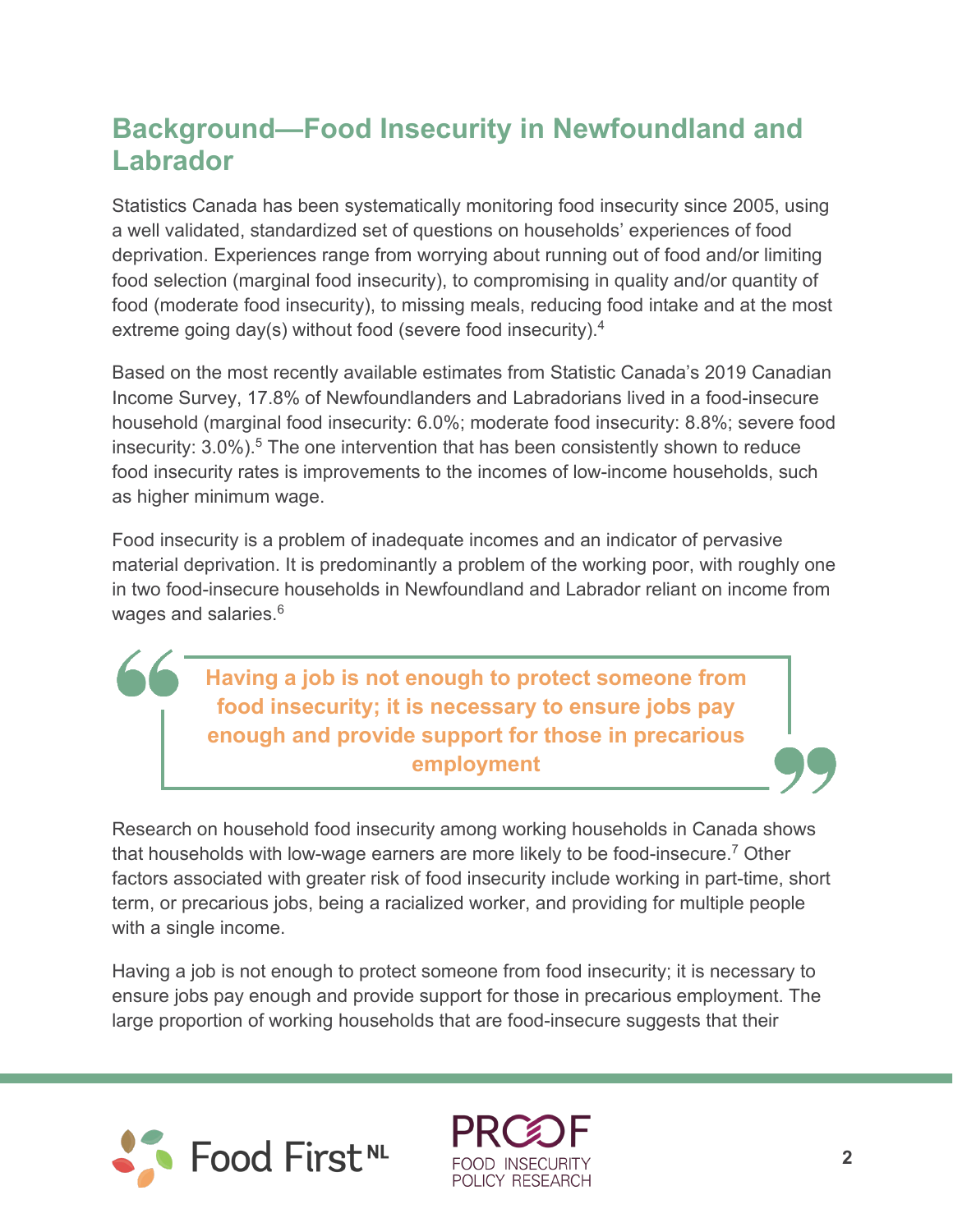## Background—Food Insecurity in Newfoundland and Labrador

Statistics Canada has been systematically monitoring food insecurity since 2005, using a well validated, standardized set of questions on households' experiences of food deprivation. Experiences range from worrying about running out of food and/or limiting food selection (marginal food insecurity), to compromising in quality and/or quantity of food (moderate food insecurity), to missing meals, reducing food intake and at the most extreme going day(s) without food (severe food insecurity).[4]

Based on the most recently available estimates from Statistic Canada's 2019 Canadian Income Survey, 17.8% of Newfoundlanders and Labradorians lived in a food-insecure household (marginal food insecurity: 6.0%; moderate food insecurity: 8.8%; severe food insecurity: 3.0%).[5] The one intervention that has been consistently shown to reduce food insecurity rates is improvements to the incomes of low-income households, such as higher minimum wage.

Food insecurity is a problem of inadequate incomes and an indicator of pervasive material deprivation. It is predominantly a problem of the working poor, with roughly one in two food-insecure households in Newfoundland and Labrador reliant on income from wages and salaries.[6]

> **Having a job is not enough to protect someone from food insecurity; it is necessary to ensure jobs pay enough and provide support for those in precarious employment**

Research on household food insecurity among working households in Canada shows that households with low-wage earners are more likely to be food-insecure.[7] Other factors associated with greater risk of food insecurity include working in part-time, short term, or precarious jobs, being a racialized worker, and providing for multiple people with a single income.

Having a job is not enough to protect someone from food insecurity; it is necessary to ensure jobs pay enough and provide support for those in precarious employment. The large proportion of working households that are food-insecure suggests that their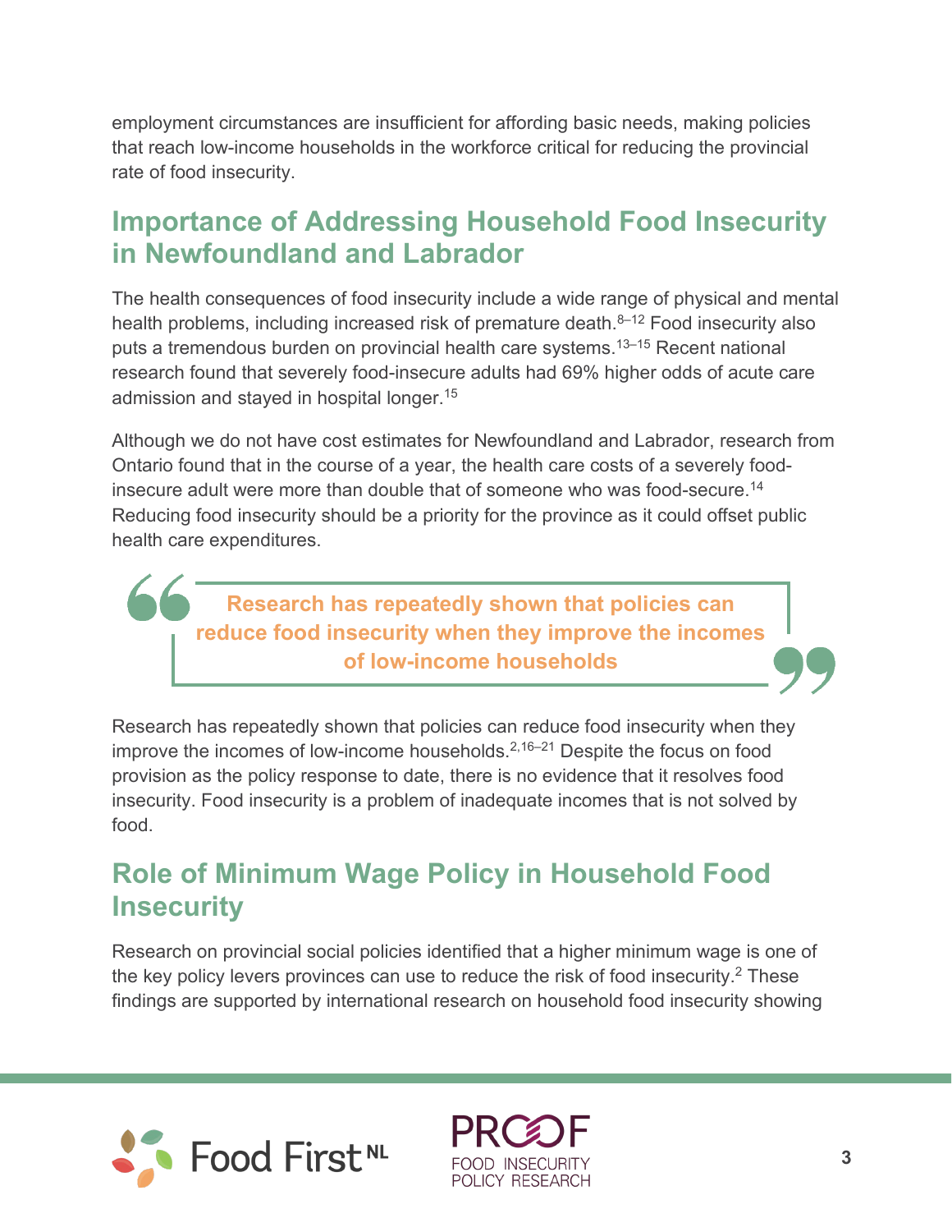employment circumstances are insufficient for affording basic needs, making policies that reach low-income households in the workforce critical for reducing the provincial rate of food insecurity.

## Importance of Addressing Household Food Insecurity in Newfoundland and Labrador

The health consequences of food insecurity include a wide range of physical and mental health problems, including increased risk of premature death.[8–12] Food insecurity also puts a tremendous burden on provincial health care systems.[13–15] Recent national research found that severely food-insecure adults had 69% higher odds of acute care admission and stayed in hospital longer.[15]

Although we do not have cost estimates for Newfoundland and Labrador, research from Ontario found that in the course of a year, the health care costs of a severely food-insecure adult were more than double that of someone who was food-secure.[14] Reducing food insecurity should be a priority for the province as it could offset public health care expenditures.

> **Research has repeatedly shown that policies can reduce food insecurity when they improve the incomes of low-income households**

Research has repeatedly shown that policies can reduce food insecurity when they improve the incomes of low-income households.[2,16–21] Despite the focus on food provision as the policy response to date, there is no evidence that it resolves food insecurity. Food insecurity is a problem of inadequate incomes that is not solved by food.

## Role of Minimum Wage Policy in Household Food Insecurity

Research on provincial social policies identified that a higher minimum wage is one of the key policy levers provinces can use to reduce the risk of food insecurity.[2] These findings are supported by international research on household food insecurity showing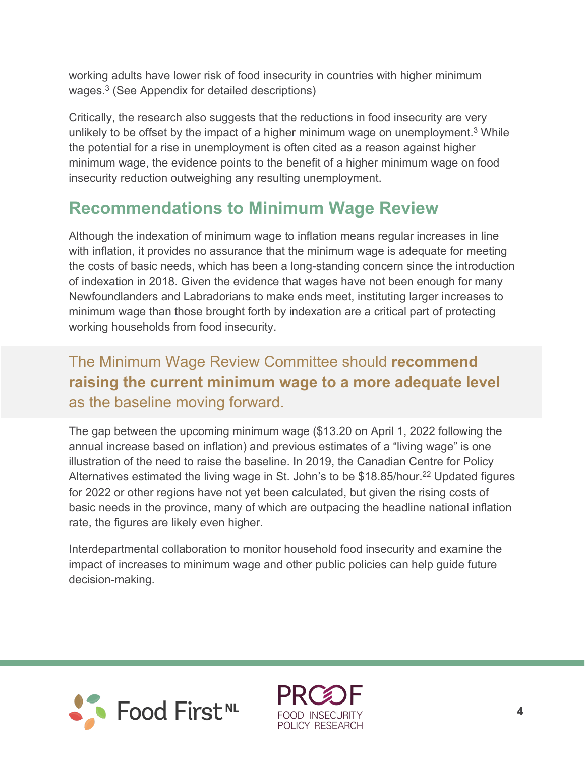working adults have lower risk of food insecurity in countries with higher minimum wages.[3] (See Appendix for detailed descriptions)

Critically, the research also suggests that the reductions in food insecurity are very unlikely to be offset by the impact of a higher minimum wage on unemployment.[3] While the potential for a rise in unemployment is often cited as a reason against higher minimum wage, the evidence points to the benefit of a higher minimum wage on food insecurity reduction outweighing any resulting unemployment.

## Recommendations to Minimum Wage Review

Although the indexation of minimum wage to inflation means regular increases in line with inflation, it provides no assurance that the minimum wage is adequate for meeting the costs of basic needs, which has been a long-standing concern since the introduction of indexation in 2018. Given the evidence that wages have not been enough for many Newfoundlanders and Labradorians to make ends meet, instituting larger increases to minimum wage than those brought forth by indexation are a critical part of protecting working households from food insecurity.

> The Minimum Wage Review Committee should **recommend raising the current minimum wage to a more adequate level** as the baseline moving forward.

The gap between the upcoming minimum wage ($13.20 on April 1, 2022 following the annual increase based on inflation) and previous estimates of a "living wage" is one illustration of the need to raise the baseline. In 2019, the Canadian Centre for Policy Alternatives estimated the living wage in St. John's to be $18.85/hour.[22] Updated figures for 2022 or other regions have not yet been calculated, but given the rising costs of basic needs in the province, many of which are outpacing the headline national inflation rate, the figures are likely even higher.

Interdepartmental collaboration to monitor household food insecurity and examine the impact of increases to minimum wage and other public policies can help guide future decision-making.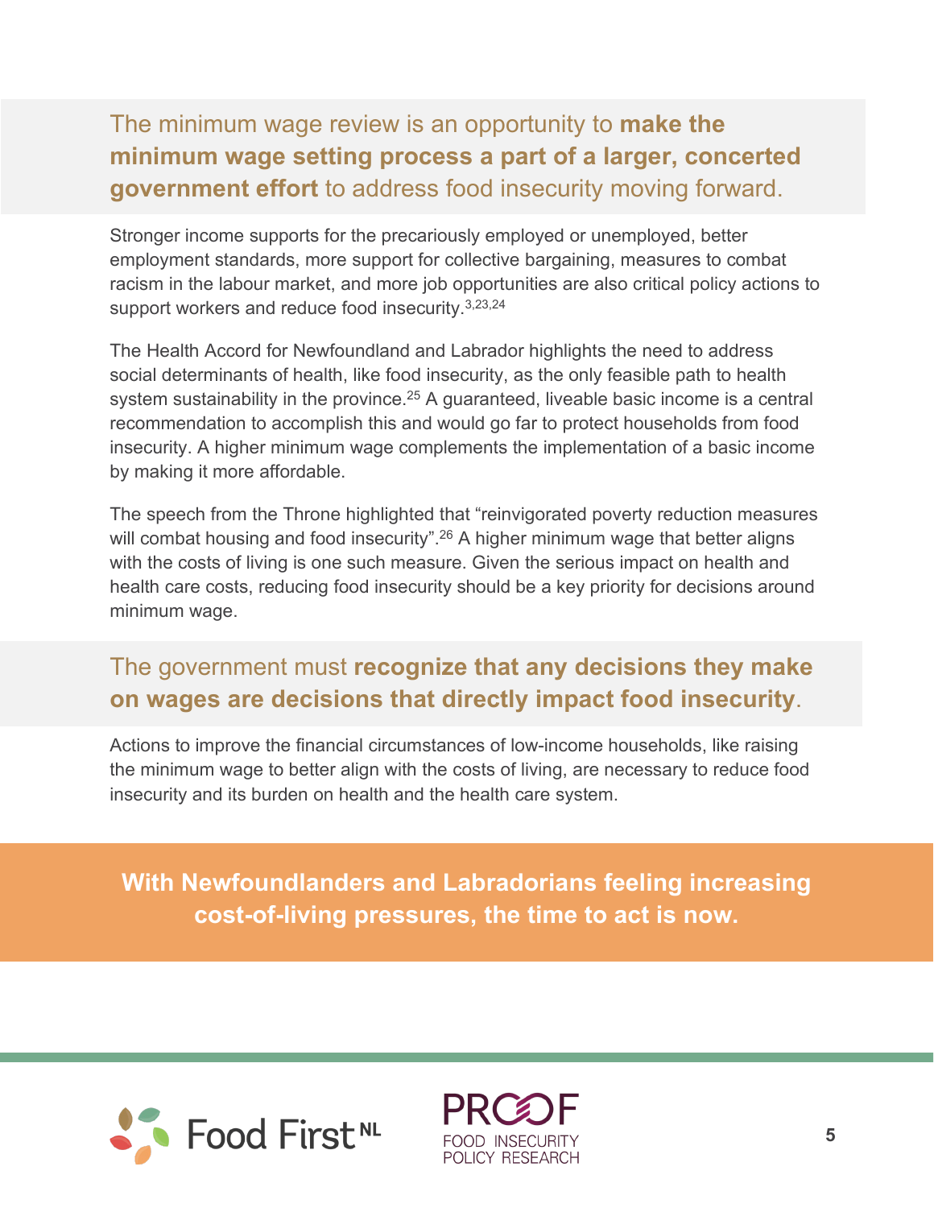The minimum wage review is an opportunity to **make the minimum wage setting process a part of a larger, concerted government effort** to address food insecurity moving forward.

Stronger income supports for the precariously employed or unemployed, better employment standards, more support for collective bargaining, measures to combat racism in the labour market, and more job opportunities are also critical policy actions to support workers and reduce food insecurity.[3,23,24]

The Health Accord for Newfoundland and Labrador highlights the need to address social determinants of health, like food insecurity, as the only feasible path to health system sustainability in the province.[25] A guaranteed, liveable basic income is a central recommendation to accomplish this and would go far to protect households from food insecurity. A higher minimum wage complements the implementation of a basic income by making it more affordable.

The speech from the Throne highlighted that "reinvigorated poverty reduction measures will combat housing and food insecurity".[26] A higher minimum wage that better aligns with the costs of living is one such measure. Given the serious impact on health and health care costs, reducing food insecurity should be a key priority for decisions around minimum wage.

The government must **recognize that any decisions they make on wages are decisions that directly impact food insecurity**.

Actions to improve the financial circumstances of low-income households, like raising the minimum wage to better align with the costs of living, are necessary to reduce food insecurity and its burden on health and the health care system.

**With Newfoundlanders and Labradorians feeling increasing cost-of-living pressures, the time to act is now.**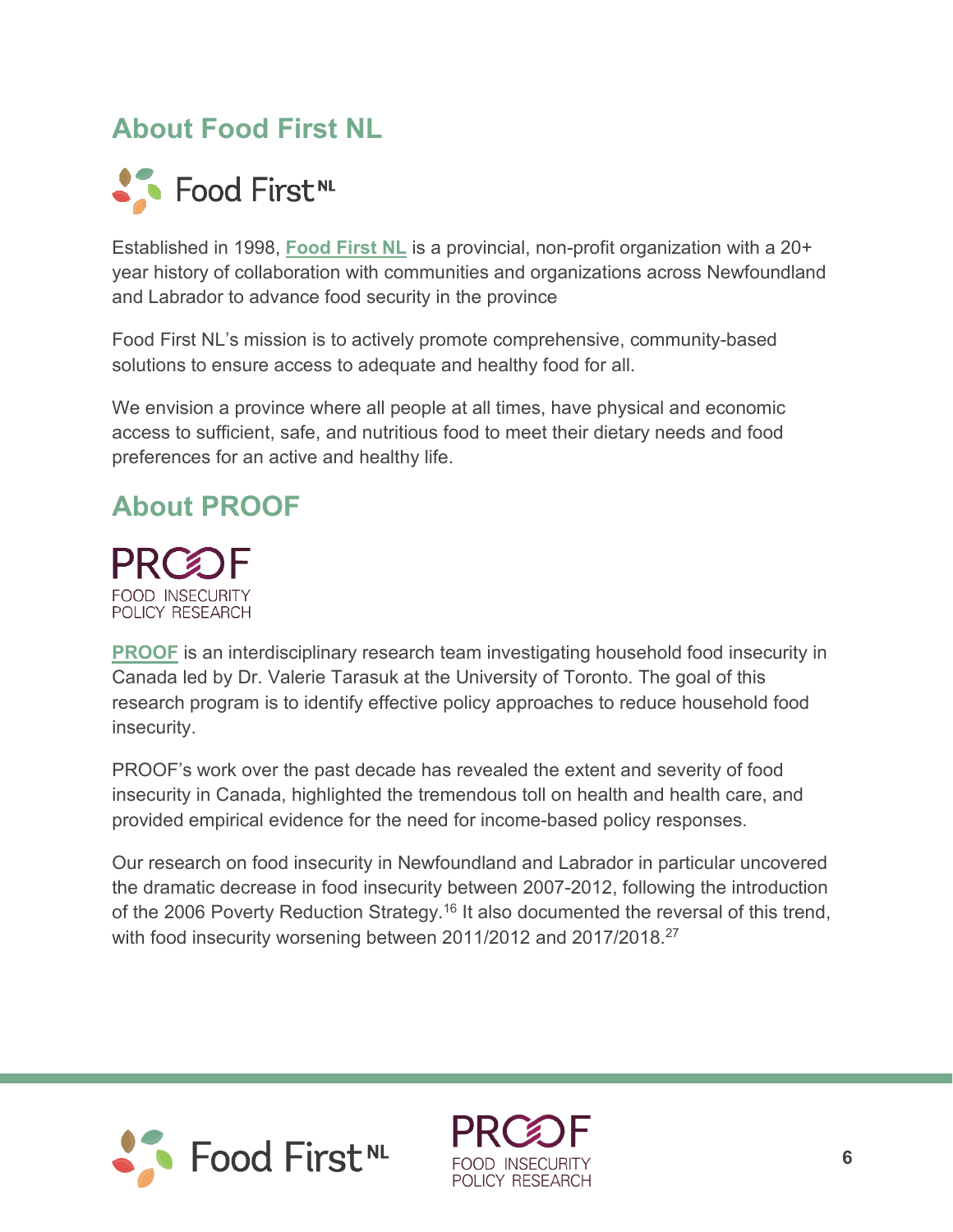## About Food First NL

Established in 1998, Food First NL is a provincial, non-profit organization with a 20+ year history of collaboration with communities and organizations across Newfoundland and Labrador to advance food security in the province

Food First NL's mission is to actively promote comprehensive, community-based solutions to ensure access to adequate and healthy food for all.

We envision a province where all people at all times, have physical and economic access to sufficient, safe, and nutritious food to meet their dietary needs and food preferences for an active and healthy life.

## About PROOF

PROOF is an interdisciplinary research team investigating household food insecurity in Canada led by Dr. Valerie Tarasuk at the University of Toronto. The goal of this research program is to identify effective policy approaches to reduce household food insecurity.

PROOF's work over the past decade has revealed the extent and severity of food insecurity in Canada, highlighted the tremendous toll on health and health care, and provided empirical evidence for the need for income-based policy responses.

Our research on food insecurity in Newfoundland and Labrador in particular uncovered the dramatic decrease in food insecurity between 2007-2012, following the introduction of the 2006 Poverty Reduction Strategy.[16] It also documented the reversal of this trend, with food insecurity worsening between 2011/2012 and 2017/2018.[27]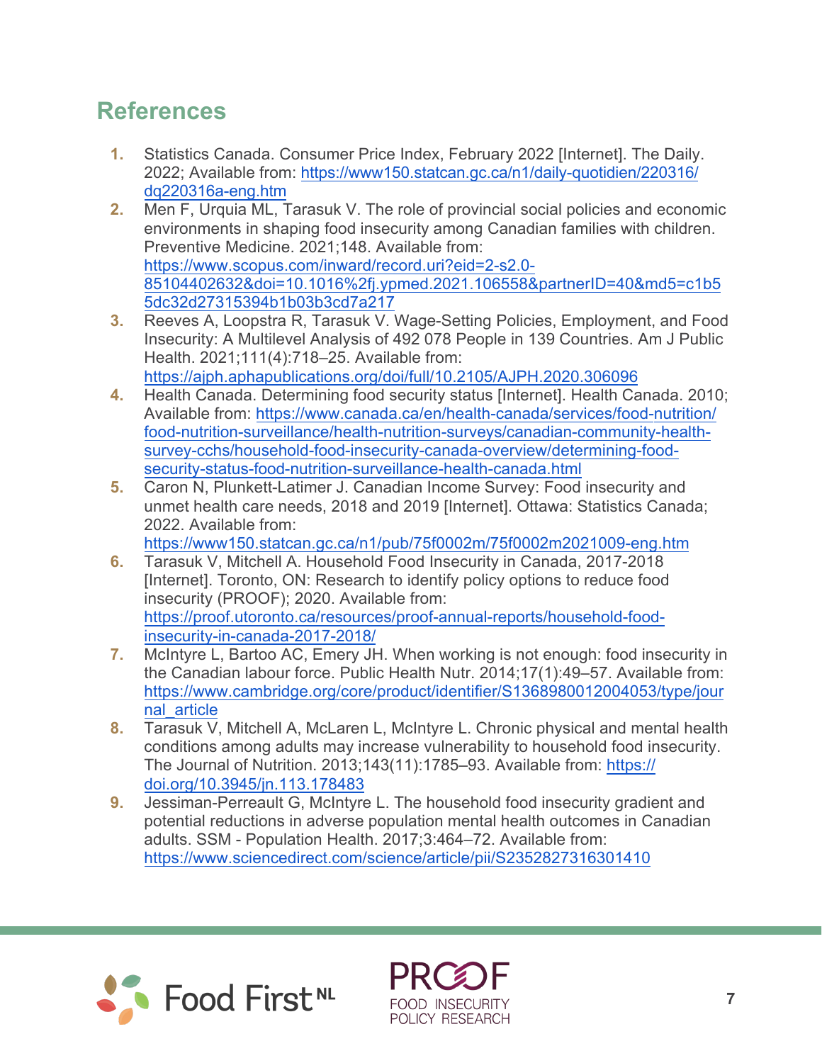## References

1. Statistics Canada. Consumer Price Index, February 2022 [Internet]. The Daily. 2022; Available from: https://www150.statcan.gc.ca/n1/daily-quotidien/220316/dq220316a-eng.htm
2. Men F, Urquia ML, Tarasuk V. The role of provincial social policies and economic environments in shaping food insecurity among Canadian families with children. Preventive Medicine. 2021;148. Available from: https://www.scopus.com/inward/record.uri?eid=2-s2.0-85104402632&doi=10.1016%2fj.ypmed.2021.106558&partnerID=40&md5=c1b55dc32d27315394b1b03b3cd7a217
3. Reeves A, Loopstra R, Tarasuk V. Wage-Setting Policies, Employment, and Food Insecurity: A Multilevel Analysis of 492 078 People in 139 Countries. Am J Public Health. 2021;111(4):718–25. Available from: https://ajph.aphapublications.org/doi/full/10.2105/AJPH.2020.306096
4. Health Canada. Determining food security status [Internet]. Health Canada. 2010; Available from: https://www.canada.ca/en/health-canada/services/food-nutrition/food-nutrition-surveillance/health-nutrition-surveys/canadian-community-health-survey-cchs/household-food-insecurity-canada-overview/determining-food-security-status-food-nutrition-surveillance-health-canada.html
5. Caron N, Plunkett-Latimer J. Canadian Income Survey: Food insecurity and unmet health care needs, 2018 and 2019 [Internet]. Ottawa: Statistics Canada; 2022. Available from: https://www150.statcan.gc.ca/n1/pub/75f0002m/75f0002m2021009-eng.htm
6. Tarasuk V, Mitchell A. Household Food Insecurity in Canada, 2017-2018 [Internet]. Toronto, ON: Research to identify policy options to reduce food insecurity (PROOF); 2020. Available from: https://proof.utoronto.ca/resources/proof-annual-reports/household-food-insecurity-in-canada-2017-2018/
7. McIntyre L, Bartoo AC, Emery JH. When working is not enough: food insecurity in the Canadian labour force. Public Health Nutr. 2014;17(1):49–57. Available from: https://www.cambridge.org/core/product/identifier/S1368980012004053/type/journal_article
8. Tarasuk V, Mitchell A, McLaren L, McIntyre L. Chronic physical and mental health conditions among adults may increase vulnerability to household food insecurity. The Journal of Nutrition. 2013;143(11):1785–93. Available from: https://doi.org/10.3945/jn.113.178483
9. Jessiman-Perreault G, McIntyre L. The household food insecurity gradient and potential reductions in adverse population mental health outcomes in Canadian adults. SSM - Population Health. 2017;3:464–72. Available from: https://www.sciencedirect.com/science/article/pii/S2352827316301410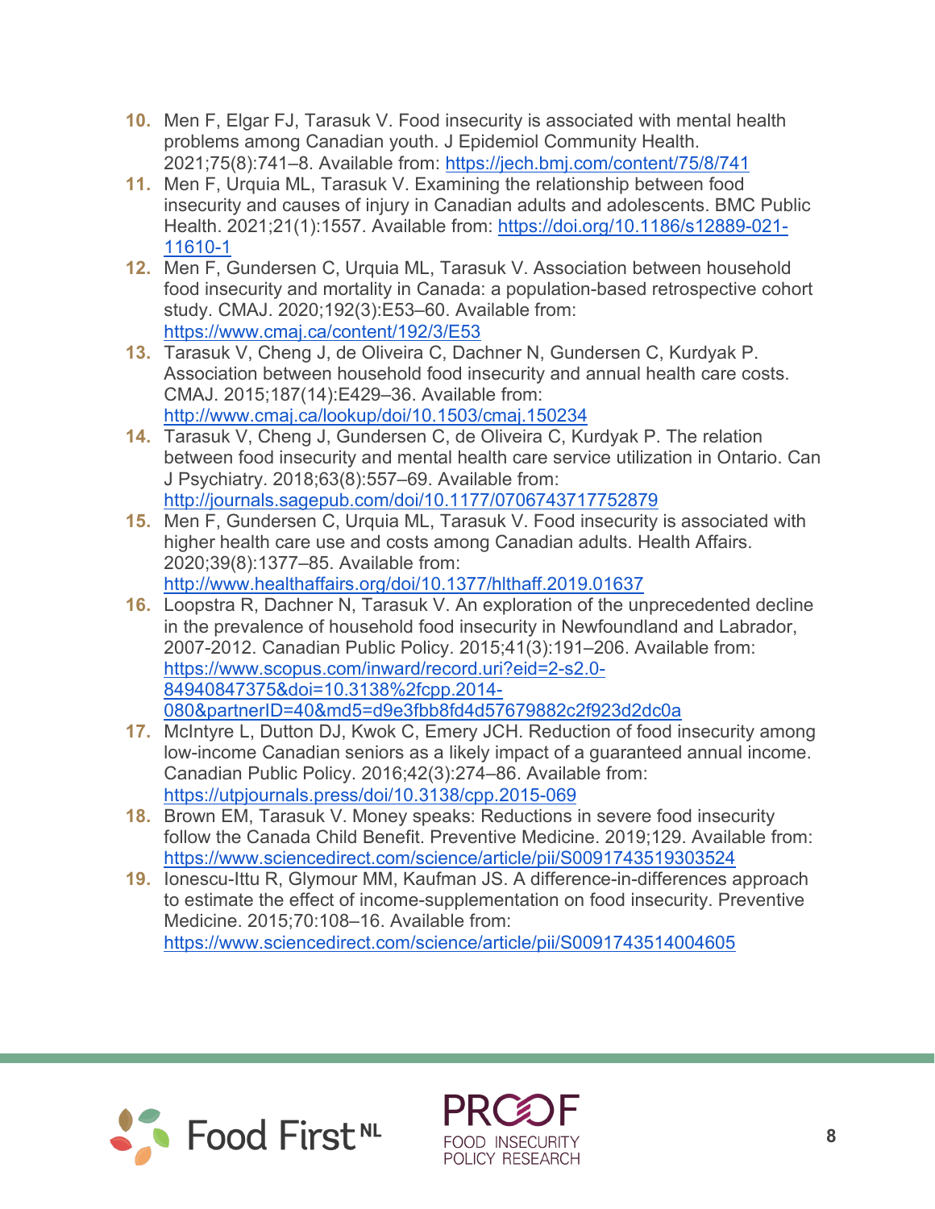10. Men F, Elgar FJ, Tarasuk V. Food insecurity is associated with mental health problems among Canadian youth. J Epidemiol Community Health. 2021;75(8):741–8. Available from: https://jech.bmj.com/content/75/8/741
11. Men F, Urquia ML, Tarasuk V. Examining the relationship between food insecurity and causes of injury in Canadian adults and adolescents. BMC Public Health. 2021;21(1):1557. Available from: https://doi.org/10.1186/s12889-021-11610-1
12. Men F, Gundersen C, Urquia ML, Tarasuk V. Association between household food insecurity and mortality in Canada: a population-based retrospective cohort study. CMAJ. 2020;192(3):E53–60. Available from: https://www.cmaj.ca/content/192/3/E53
13. Tarasuk V, Cheng J, de Oliveira C, Dachner N, Gundersen C, Kurdyak P. Association between household food insecurity and annual health care costs. CMAJ. 2015;187(14):E429–36. Available from: http://www.cmaj.ca/lookup/doi/10.1503/cmaj.150234
14. Tarasuk V, Cheng J, Gundersen C, de Oliveira C, Kurdyak P. The relation between food insecurity and mental health care service utilization in Ontario. Can J Psychiatry. 2018;63(8):557–69. Available from: http://journals.sagepub.com/doi/10.1177/0706743717752879
15. Men F, Gundersen C, Urquia ML, Tarasuk V. Food insecurity is associated with higher health care use and costs among Canadian adults. Health Affairs. 2020;39(8):1377–85. Available from: http://www.healthaffairs.org/doi/10.1377/hlthaff.2019.01637
16. Loopstra R, Dachner N, Tarasuk V. An exploration of the unprecedented decline in the prevalence of household food insecurity in Newfoundland and Labrador, 2007-2012. Canadian Public Policy. 2015;41(3):191–206. Available from: https://www.scopus.com/inward/record.uri?eid=2-s2.0-84940847375&doi=10.3138%2fcpp.2014-080&partnerID=40&md5=d9e3fbb8fd4d57679882c2f923d2dc0a
17. McIntyre L, Dutton DJ, Kwok C, Emery JCH. Reduction of food insecurity among low-income Canadian seniors as a likely impact of a guaranteed annual income. Canadian Public Policy. 2016;42(3):274–86. Available from: https://utpjournals.press/doi/10.3138/cpp.2015-069
18. Brown EM, Tarasuk V. Money speaks: Reductions in severe food insecurity follow the Canada Child Benefit. Preventive Medicine. 2019;129. Available from: https://www.sciencedirect.com/science/article/pii/S0091743519303524
19. Ionescu-Ittu R, Glymour MM, Kaufman JS. A difference-in-differences approach to estimate the effect of income-supplementation on food insecurity. Preventive Medicine. 2015;70:108–16. Available from: https://www.sciencedirect.com/science/article/pii/S0091743514004605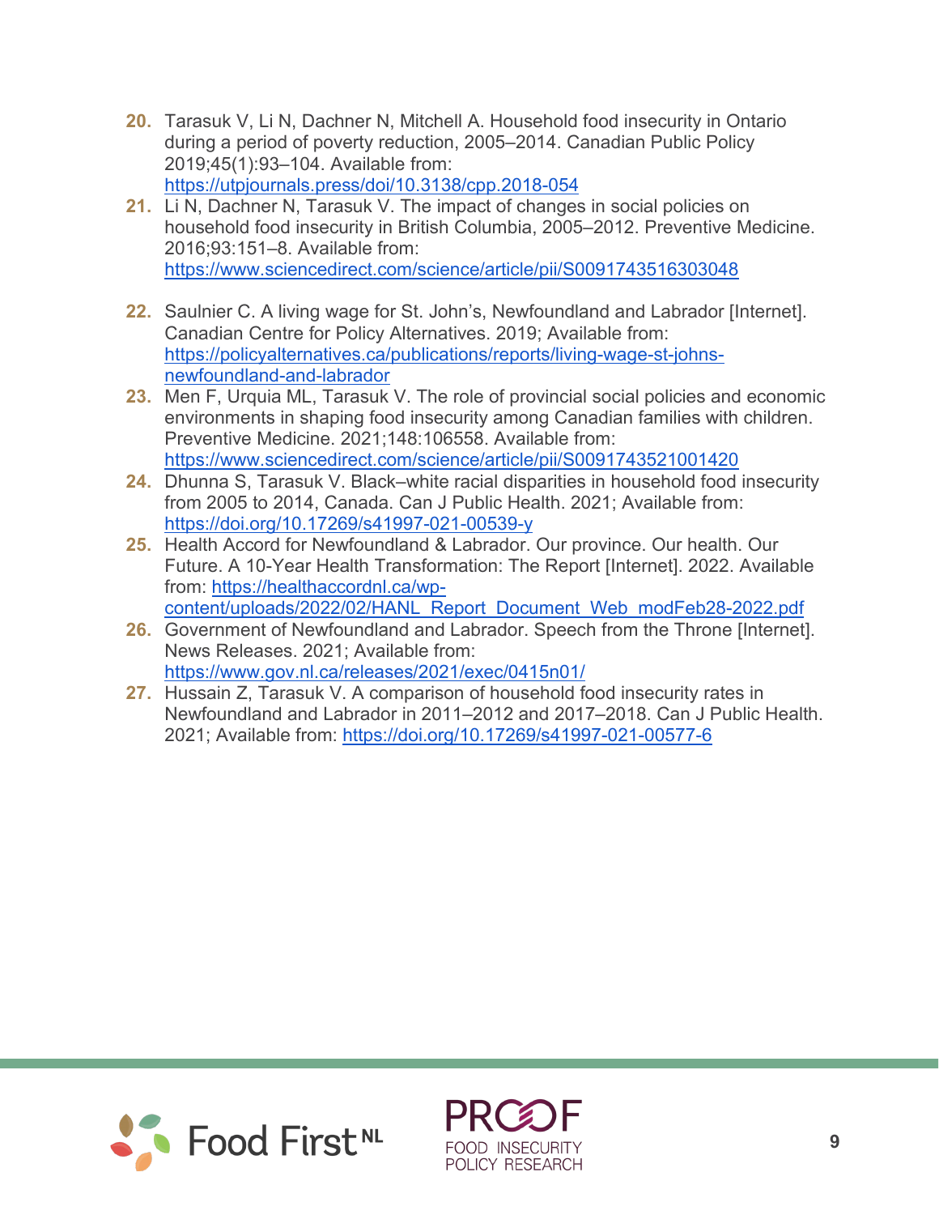20. Tarasuk V, Li N, Dachner N, Mitchell A. Household food insecurity in Ontario during a period of poverty reduction, 2005–2014. Canadian Public Policy 2019;45(1):93–104. Available from: https://utpjournals.press/doi/10.3138/cpp.2018-054
21. Li N, Dachner N, Tarasuk V. The impact of changes in social policies on household food insecurity in British Columbia, 2005–2012. Preventive Medicine. 2016;93:151–8. Available from: https://www.sciencedirect.com/science/article/pii/S0091743516303048
22. Saulnier C. A living wage for St. John's, Newfoundland and Labrador [Internet]. Canadian Centre for Policy Alternatives. 2019; Available from: https://policyalternatives.ca/publications/reports/living-wage-st-johns-newfoundland-and-labrador
23. Men F, Urquia ML, Tarasuk V. The role of provincial social policies and economic environments in shaping food insecurity among Canadian families with children. Preventive Medicine. 2021;148:106558. Available from: https://www.sciencedirect.com/science/article/pii/S0091743521001420
24. Dhunna S, Tarasuk V. Black–white racial disparities in household food insecurity from 2005 to 2014, Canada. Can J Public Health. 2021; Available from: https://doi.org/10.17269/s41997-021-00539-y
25. Health Accord for Newfoundland & Labrador. Our province. Our health. Our Future. A 10-Year Health Transformation: The Report [Internet]. 2022. Available from: https://healthaccordnl.ca/wp-content/uploads/2022/02/HANL_Report_Document_Web_modFeb28-2022.pdf
26. Government of Newfoundland and Labrador. Speech from the Throne [Internet]. News Releases. 2021; Available from: https://www.gov.nl.ca/releases/2021/exec/0415n01/
27. Hussain Z, Tarasuk V. A comparison of household food insecurity rates in Newfoundland and Labrador in 2011–2012 and 2017–2018. Can J Public Health. 2021; Available from: https://doi.org/10.17269/s41997-021-00577-6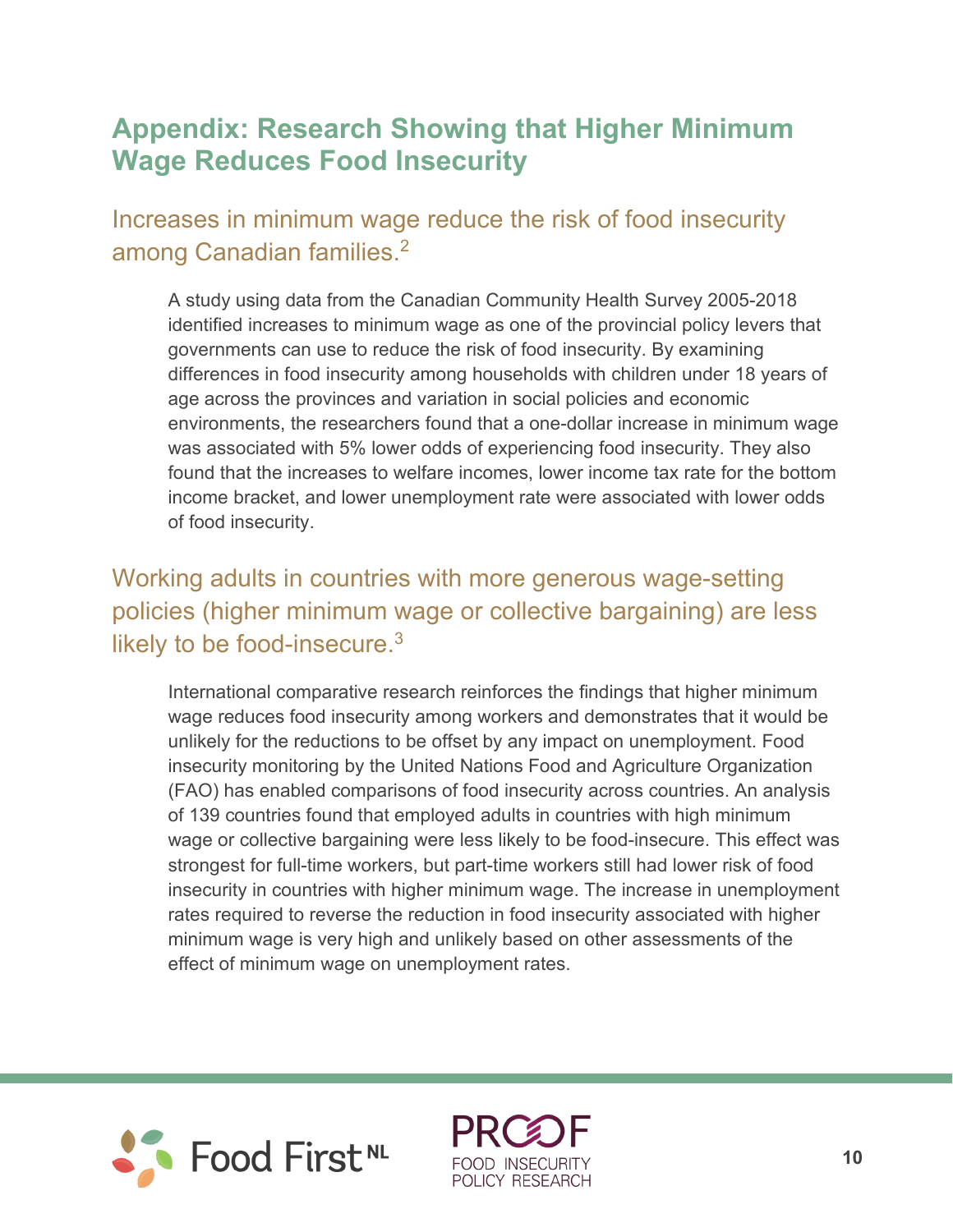## Appendix: Research Showing that Higher Minimum Wage Reduces Food Insecurity

### Increases in minimum wage reduce the risk of food insecurity among Canadian families.[2]

A study using data from the Canadian Community Health Survey 2005-2018 identified increases to minimum wage as one of the provincial policy levers that governments can use to reduce the risk of food insecurity. By examining differences in food insecurity among households with children under 18 years of age across the provinces and variation in social policies and economic environments, the researchers found that a one-dollar increase in minimum wage was associated with 5% lower odds of experiencing food insecurity. They also found that the increases to welfare incomes, lower income tax rate for the bottom income bracket, and lower unemployment rate were associated with lower odds of food insecurity.

### Working adults in countries with more generous wage-setting policies (higher minimum wage or collective bargaining) are less likely to be food-insecure.[3]

International comparative research reinforces the findings that higher minimum wage reduces food insecurity among workers and demonstrates that it would be unlikely for the reductions to be offset by any impact on unemployment. Food insecurity monitoring by the United Nations Food and Agriculture Organization (FAO) has enabled comparisons of food insecurity across countries. An analysis of 139 countries found that employed adults in countries with high minimum wage or collective bargaining were less likely to be food-insecure. This effect was strongest for full-time workers, but part-time workers still had lower risk of food insecurity in countries with higher minimum wage. The increase in unemployment rates required to reverse the reduction in food insecurity associated with higher minimum wage is very high and unlikely based on other assessments of the effect of minimum wage on unemployment rates.